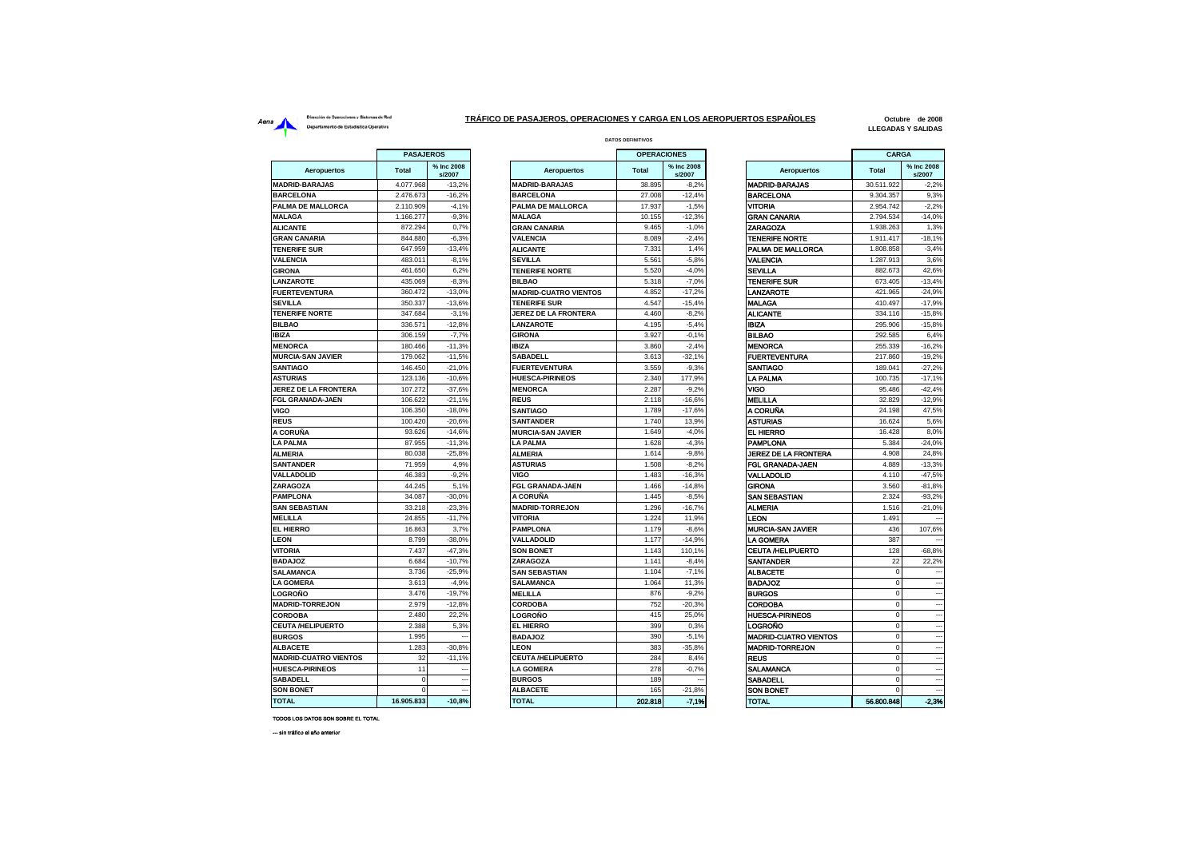Aena

Dirección de Operaciones y Sistemas de Red

Departamento de Estadística Operativa

## TRÁFICO DE PASAJEROS, OPERACIONES Y CARGA EN LOS AEROPUERTOS ESPAÑOLES

Octubre de 2008

LLEGADAS Y SALIDAS

DATOS DEFINITIVOS

| PASAJEROS | | |
|---|---|---|
| Aeropuertos | Total | % Inc 2008 s/2007 |
| MADRID-BARAJAS | 4.077.968 | -13,2% |
| BARCELONA | 2.476.673 | -16,2% |
| PALMA DE MALLORCA | 2.110.909 | -4,1% |
| MALAGA | 1.166.277 | -9,3% |
| ALICANTE | 872.294 | 0,7% |
| GRAN CANARIA | 844.880 | -6,3% |
| TENERIFE SUR | 647.959 | -13,4% |
| VALENCIA | 483.011 | -8,1% |
| GIRONA | 461.650 | 6,2% |
| LANZAROTE | 435.069 | -8,3% |
| FUERTEVENTURA | 360.472 | -13,0% |
| SEVILLA | 350.337 | -13,6% |
| TENERIFE NORTE | 347.684 | -3,1% |
| BILBAO | 336.571 | -12,8% |
| IBIZA | 306.159 | -7,7% |
| MENORCA | 180.466 | -11,3% |
| MURCIA-SAN JAVIER | 179.062 | -11,5% |
| SANTIAGO | 146.450 | -21,0% |
| ASTURIAS | 123.136 | -10,6% |
| JEREZ DE LA FRONTERA | 107.272 | -37,6% |
| FGL GRANADA-JAEN | 106.622 | -21,1% |
| VIGO | 106.350 | -18,0% |
| REUS | 100.420 | -20,6% |
| A CORUÑA | 93.626 | -14,6% |
| LA PALMA | 87.955 | -11,3% |
| ALMERIA | 80.038 | -25,8% |
| SANTANDER | 71.959 | 4,9% |
| VALLADOLID | 46.383 | -9,2% |
| ZARAGOZA | 44.245 | 5,1% |
| PAMPLONA | 34.087 | -30,0% |
| SAN SEBASTIAN | 33.218 | -23,3% |
| MELILLA | 24.855 | -11,7% |
| EL HIERRO | 16.863 | 3,7% |
| LEON | 8.799 | -38,0% |
| VITORIA | 7.437 | -47,3% |
| BADAJOZ | 6.684 | -10,7% |
| SALAMANCA | 3.736 | -25,9% |
| LA GOMERA | 3.613 | -4,9% |
| LOGROÑO | 3.476 | -19,7% |
| MADRID-TORREJON | 2.979 | -12,8% |
| CORDOBA | 2.480 | 22,2% |
| CEUTA /HELIPUERTO | 2.388 | 5,3% |
| BURGOS | 1.995 | --- |
| ALBACETE | 1.283 | -30,8% |
| MADRID-CUATRO VIENTOS | 32 | -11,1% |
| HUESCA-PIRINEOS | 11 | --- |
| SABADELL | 0 | --- |
| SON BONET | 0 | --- |
| TOTAL | 16.905.833 | -10,8% |

| OPERACIONES | | |
|---|---|---|
| Aeropuertos | Total | % Inc 2008 s/2007 |
| MADRID-BARAJAS | 38.895 | -8,2% |
| BARCELONA | 27.008 | -12,4% |
| PALMA DE MALLORCA | 17.937 | -1,5% |
| MALAGA | 10.155 | -12,3% |
| GRAN CANARIA | 9.465 | -1,0% |
| VALENCIA | 8.089 | -2,4% |
| ALICANTE | 7.331 | 1,4% |
| SEVILLA | 5.561 | -5,8% |
| TENERIFE NORTE | 5.520 | -4,0% |
| BILBAO | 5.318 | -7,0% |
| MADRID-CUATRO VIENTOS | 4.852 | -17,2% |
| TENERIFE SUR | 4.547 | -15,4% |
| JEREZ DE LA FRONTERA | 4.460 | -8,2% |
| LANZAROTE | 4.195 | -5,4% |
| GIRONA | 3.927 | -0,1% |
| IBIZA | 3.860 | -2,4% |
| SABADELL | 3.613 | -32,1% |
| FUERTEVENTURA | 3.559 | -9,3% |
| HUESCA-PIRINEOS | 2.340 | 177,9% |
| MENORCA | 2.287 | -9,2% |
| REUS | 2.118 | -16,6% |
| SANTIAGO | 1.789 | -17,6% |
| SANTANDER | 1.740 | 13,9% |
| MURCIA-SAN JAVIER | 1.649 | -4,0% |
| LA PALMA | 1.628 | -4,3% |
| ALMERIA | 1.614 | -9,8% |
| ASTURIAS | 1.508 | -8,2% |
| VIGO | 1.483 | -16,3% |
| FGL GRANADA-JAEN | 1.466 | -14,8% |
| A CORUÑA | 1.445 | -8,5% |
| MADRID-TORREJON | 1.296 | -16,7% |
| VITORIA | 1.224 | 11,9% |
| PAMPLONA | 1.179 | -8,6% |
| VALLADOLID | 1.177 | -14,9% |
| SON BONET | 1.143 | 110,1% |
| ZARAGOZA | 1.141 | -8,4% |
| SAN SEBASTIAN | 1.104 | -7,1% |
| SALAMANCA | 1.064 | 11,3% |
| MELILLA | 876 | -9,2% |
| CORDOBA | 752 | -20,3% |
| LOGROÑO | 415 | 25,0% |
| EL HIERRO | 399 | 0,3% |
| BADAJOZ | 390 | -5,1% |
| LEON | 383 | -35,8% |
| CEUTA /HELIPUERTO | 284 | 8,4% |
| LA GOMERA | 278 | -0,7% |
| BURGOS | 189 | --- |
| ALBACETE | 165 | -21,8% |
| TOTAL | 202.818 | -7,1% |

| CARGA | | |
|---|---|---|
| Aeropuertos | Total | % Inc 2008 s/2007 |
| MADRID-BARAJAS | 30.511.922 | -2,2% |
| BARCELONA | 9.304.357 | 9,3% |
| VITORIA | 2.954.742 | -2,2% |
| GRAN CANARIA | 2.794.534 | -14,0% |
| ZARAGOZA | 1.938.263 | 1,3% |
| TENERIFE NORTE | 1.911.417 | -18,1% |
| PALMA DE MALLORCA | 1.808.858 | -3,4% |
| VALENCIA | 1.287.913 | 3,6% |
| SEVILLA | 882.673 | 42,6% |
| TENERIFE SUR | 673.405 | -13,4% |
| LANZAROTE | 421.965 | -24,9% |
| MALAGA | 410.497 | -17,9% |
| ALICANTE | 334.116 | -15,8% |
| IBIZA | 295.906 | -15,8% |
| BILBAO | 292.585 | 6,4% |
| MENORCA | 255.339 | -16,2% |
| FUERTEVENTURA | 217.860 | -19,2% |
| SANTIAGO | 189.041 | -27,2% |
| LA PALMA | 100.735 | -17,1% |
| VIGO | 95.486 | -42,4% |
| MELILLA | 32.829 | -12,9% |
| A CORUÑA | 24.198 | 47,5% |
| ASTURIAS | 16.624 | 5,6% |
| EL HIERRO | 16.428 | 8,0% |
| PAMPLONA | 5.384 | -24,0% |
| JEREZ DE LA FRONTERA | 4.908 | 24,8% |
| FGL GRANADA-JAEN | 4.889 | -13,3% |
| VALLADOLID | 4.110 | -47,5% |
| GIRONA | 3.560 | -81,8% |
| SAN SEBASTIAN | 2.324 | -93,2% |
| ALMERIA | 1.516 | -21,0% |
| LEON | 1.491 | --- |
| MURCIA-SAN JAVIER | 436 | 107,6% |
| LA GOMERA | 387 | --- |
| CEUTA /HELIPUERTO | 128 | -68,8% |
| SANTANDER | 22 | 22,2% |
| ALBACETE | 0 | --- |
| BADAJOZ | 0 | --- |
| BURGOS | 0 | --- |
| CORDOBA | 0 | --- |
| HUESCA-PIRINEOS | 0 | --- |
| LOGROÑO | 0 | --- |
| MADRID-CUATRO VIENTOS | 0 | --- |
| MADRID-TORREJON | 0 | --- |
| REUS | 0 | --- |
| SALAMANCA | 0 | --- |
| SABADELL | 0 | --- |
| SON BONET | 0 | --- |
| TOTAL | 56.800.848 | -2,3% |

TODOS LOS DATOS SON SOBRE EL TOTAL

--- sin tráfico el año anterior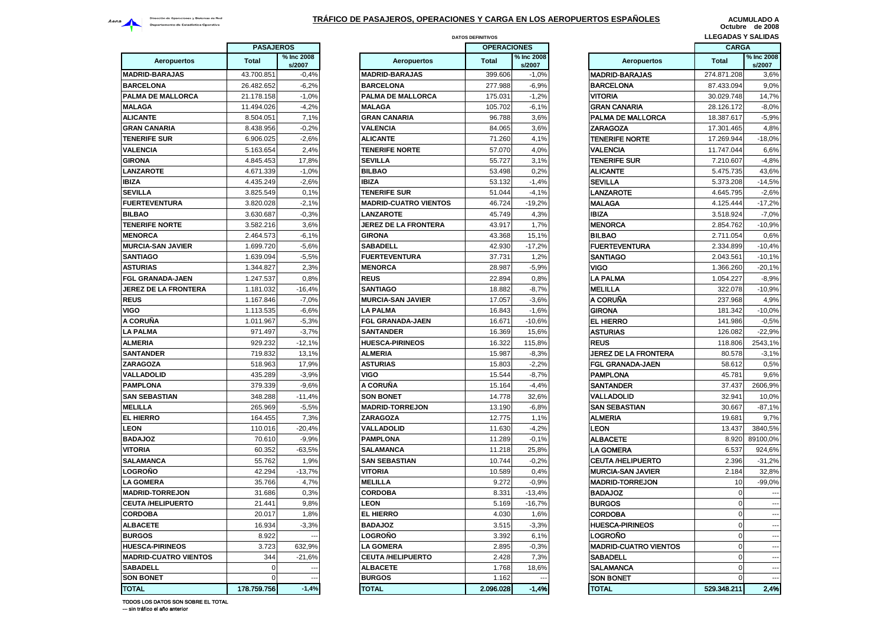Aena — Dirección de Operaciones y Sistemas de Red — Departamento de Estadística Operativa

# TRÁFICO DE PASAJEROS, OPERACIONES Y CARGA EN LOS AEROPUERTOS ESPAÑOLES

**ACUMULADO A Octubre de 2008**

DATOS DEFINITIVOS

**LLEGADAS Y SALIDAS**

| | PASAJEROS | |
|---|---|---|
| Aeropuertos | Total | % Inc 2008 s/2007 |
| MADRID-BARAJAS | 43.700.851 | -0,4% |
| BARCELONA | 26.482.652 | -6,2% |
| PALMA DE MALLORCA | 21.178.158 | -1,0% |
| MALAGA | 11.494.026 | -4,2% |
| ALICANTE | 8.504.051 | 7,1% |
| GRAN CANARIA | 8.438.956 | -0,2% |
| TENERIFE SUR | 6.906.025 | -2,6% |
| VALENCIA | 5.163.654 | 2,4% |
| GIRONA | 4.845.453 | 17,8% |
| LANZAROTE | 4.671.339 | -1,0% |
| IBIZA | 4.435.249 | -2,6% |
| SEVILLA | 3.825.549 | 0,1% |
| FUERTEVENTURA | 3.820.028 | -2,1% |
| BILBAO | 3.630.687 | -0,3% |
| TENERIFE NORTE | 3.582.216 | 3,6% |
| MENORCA | 2.464.573 | -6,1% |
| MURCIA-SAN JAVIER | 1.699.720 | -5,6% |
| SANTIAGO | 1.639.094 | -5,5% |
| ASTURIAS | 1.344.827 | 2,3% |
| FGL GRANADA-JAEN | 1.247.537 | 0,8% |
| JEREZ DE LA FRONTERA | 1.181.032 | -16,4% |
| REUS | 1.167.846 | -7,0% |
| VIGO | 1.113.535 | -6,6% |
| A CORUÑA | 1.011.967 | -5,3% |
| LA PALMA | 971.497 | -3,7% |
| ALMERIA | 929.232 | -12,1% |
| SANTANDER | 719.832 | 13,1% |
| ZARAGOZA | 518.963 | 17,9% |
| VALLADOLID | 435.289 | -3,9% |
| PAMPLONA | 379.339 | -9,6% |
| SAN SEBASTIAN | 348.288 | -11,4% |
| MELILLA | 265.969 | -5,5% |
| EL HIERRO | 164.455 | 7,3% |
| LEON | 110.016 | -20,4% |
| BADAJOZ | 70.610 | -9,9% |
| VITORIA | 60.352 | -63,5% |
| SALAMANCA | 55.762 | 1,9% |
| LOGROÑO | 42.294 | -13,7% |
| LA GOMERA | 35.766 | 4,7% |
| MADRID-TORREJON | 31.686 | 0,3% |
| CEUTA /HELIPUERTO | 21.441 | 9,8% |
| CORDOBA | 20.017 | 1,8% |
| ALBACETE | 16.934 | -3,3% |
| BURGOS | 8.922 | --- |
| HUESCA-PIRINEOS | 3.723 | 632,9% |
| MADRID-CUATRO VIENTOS | 344 | -21,6% |
| SABADELL | 0 | --- |
| SON BONET | 0 | --- |
| **TOTAL** | **178.759.756** | **-1,4%** |

| | OPERACIONES | |
|---|---|---|
| Aeropuertos | Total | % Inc 2008 s/2007 |
| MADRID-BARAJAS | 399.606 | -1,0% |
| BARCELONA | 277.988 | -6,9% |
| PALMA DE MALLORCA | 175.031 | -1,2% |
| MALAGA | 105.702 | -6,1% |
| GRAN CANARIA | 96.788 | 3,6% |
| VALENCIA | 84.065 | 3,6% |
| ALICANTE | 71.260 | 4,1% |
| TENERIFE NORTE | 57.070 | 4,0% |
| SEVILLA | 55.727 | 3,1% |
| BILBAO | 53.498 | 0,2% |
| IBIZA | 53.132 | -1,4% |
| TENERIFE SUR | 51.044 | -4,1% |
| MADRID-CUATRO VIENTOS | 46.724 | -19,2% |
| LANZAROTE | 45.749 | 4,3% |
| JEREZ DE LA FRONTERA | 43.917 | 1,7% |
| GIRONA | 43.368 | 15,1% |
| SABADELL | 42.930 | -17,2% |
| FUERTEVENTURA | 37.731 | 1,2% |
| MENORCA | 28.987 | -5,9% |
| REUS | 22.894 | 0,8% |
| SANTIAGO | 18.882 | -8,7% |
| MURCIA-SAN JAVIER | 17.057 | -3,6% |
| LA PALMA | 16.843 | -1,6% |
| FGL GRANADA-JAEN | 16.671 | -10,6% |
| SANTANDER | 16.369 | 15,6% |
| HUESCA-PIRINEOS | 16.322 | 115,8% |
| ALMERIA | 15.987 | -8,3% |
| ASTURIAS | 15.803 | -2,2% |
| VIGO | 15.544 | -8,7% |
| A CORUÑA | 15.164 | -4,4% |
| SON BONET | 14.778 | 32,6% |
| MADRID-TORREJON | 13.190 | -6,8% |
| ZARAGOZA | 12.775 | 1,1% |
| VALLADOLID | 11.630 | -4,2% |
| PAMPLONA | 11.289 | -0,1% |
| SALAMANCA | 11.218 | 25,8% |
| SAN SEBASTIAN | 10.744 | -0,2% |
| VITORIA | 10.589 | 0,4% |
| MELILLA | 9.272 | -0,9% |
| CORDOBA | 8.331 | -13,4% |
| LEON | 5.169 | -16,7% |
| EL HIERRO | 4.030 | 1,6% |
| BADAJOZ | 3.515 | -3,3% |
| LOGROÑO | 3.392 | 6,1% |
| LA GOMERA | 2.895 | -0,3% |
| CEUTA /HELIPUERTO | 2.428 | 7,3% |
| ALBACETE | 1.768 | 18,6% |
| BURGOS | 1.162 | --- |
| **TOTAL** | **2.096.028** | **-1,4%** |

| | CARGA | |
|---|---|---|
| Aeropuertos | Total | % Inc 2008 s/2007 |
| MADRID-BARAJAS | 274.871.208 | 3,6% |
| BARCELONA | 87.433.094 | 9,0% |
| VITORIA | 30.029.748 | 14,7% |
| GRAN CANARIA | 28.126.172 | -8,0% |
| PALMA DE MALLORCA | 18.387.617 | -5,9% |
| ZARAGOZA | 17.301.465 | 4,8% |
| TENERIFE NORTE | 17.269.944 | -18,0% |
| VALENCIA | 11.747.044 | 6,6% |
| TENERIFE SUR | 7.210.607 | -4,8% |
| ALICANTE | 5.475.735 | 43,6% |
| SEVILLA | 5.373.208 | -14,5% |
| LANZAROTE | 4.645.795 | -2,6% |
| MALAGA | 4.125.444 | -17,2% |
| IBIZA | 3.518.924 | -7,0% |
| MENORCA | 2.854.762 | -10,9% |
| BILBAO | 2.711.054 | 0,6% |
| FUERTEVENTURA | 2.334.899 | -10,4% |
| SANTIAGO | 2.043.561 | -10,1% |
| VIGO | 1.366.260 | -20,1% |
| LA PALMA | 1.054.227 | -8,9% |
| MELILLA | 322.078 | -10,9% |
| A CORUÑA | 237.968 | 4,9% |
| GIRONA | 181.342 | -10,0% |
| EL HIERRO | 141.986 | -0,5% |
| ASTURIAS | 126.082 | -22,9% |
| REUS | 118.806 | 2543,1% |
| JEREZ DE LA FRONTERA | 80.578 | -3,1% |
| FGL GRANADA-JAEN | 58.612 | 0,5% |
| PAMPLONA | 45.781 | 9,6% |
| SANTANDER | 37.437 | 2606,9% |
| VALLADOLID | 32.941 | 10,0% |
| SAN SEBASTIAN | 30.667 | -87,1% |
| ALMERIA | 19.681 | 9,7% |
| LEON | 13.437 | 3840,5% |
| ALBACETE | 8.920 | 89100,0% |
| LA GOMERA | 6.537 | 924,6% |
| CEUTA /HELIPUERTO | 2.396 | -31,2% |
| MURCIA-SAN JAVIER | 2.184 | 32,8% |
| MADRID-TORREJON | 10 | -99,0% |
| BADAJOZ | 0 | --- |
| BURGOS | 0 | --- |
| CORDOBA | 0 | --- |
| HUESCA-PIRINEOS | 0 | --- |
| LOGROÑO | 0 | --- |
| MADRID-CUATRO VIENTOS | 0 | --- |
| SABADELL | 0 | --- |
| SALAMANCA | 0 | --- |
| SON BONET | 0 | --- |
| **TOTAL** | **529.348.211** | **2,4%** |

TODOS LOS DATOS SON SOBRE EL TOTAL

--- sin tráfico el año anterior